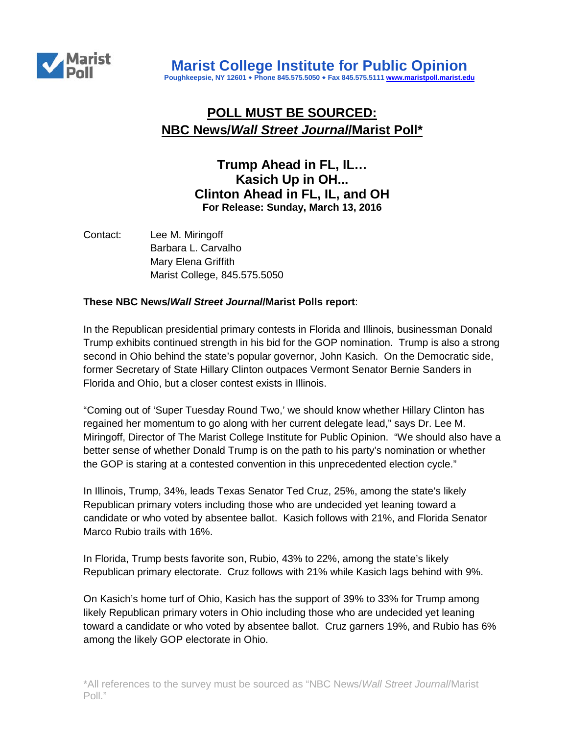# Marist College Institute for Public Opinion

Poughkeepsie, NY 12601 • Phone 845.575.5050 • Fax 845.575.5111 www.maristpoll.marist.edu

## POLL MUST BE SOURCED: NBC News/*Wall Street Journal*/Marist Poll*

### Trump Ahead in FL, IL… Kasich Up in OH... Clinton Ahead in FL, IL, and OH

**For Release: Sunday, March 13, 2016**

Contact: Lee M. Miringoff
Barbara L. Carvalho
Mary Elena Griffith
Marist College, 845.575.5050

**These NBC News/*Wall Street Journal*/Marist Polls report**:

In the Republican presidential primary contests in Florida and Illinois, businessman Donald Trump exhibits continued strength in his bid for the GOP nomination. Trump is also a strong second in Ohio behind the state's popular governor, John Kasich. On the Democratic side, former Secretary of State Hillary Clinton outpaces Vermont Senator Bernie Sanders in Florida and Ohio, but a closer contest exists in Illinois.

"Coming out of 'Super Tuesday Round Two,' we should know whether Hillary Clinton has regained her momentum to go along with her current delegate lead," says Dr. Lee M. Miringoff, Director of The Marist College Institute for Public Opinion. "We should also have a better sense of whether Donald Trump is on the path to his party's nomination or whether the GOP is staring at a contested convention in this unprecedented election cycle."

In Illinois, Trump, 34%, leads Texas Senator Ted Cruz, 25%, among the state's likely Republican primary voters including those who are undecided yet leaning toward a candidate or who voted by absentee ballot. Kasich follows with 21%, and Florida Senator Marco Rubio trails with 16%.

In Florida, Trump bests favorite son, Rubio, 43% to 22%, among the state's likely Republican primary electorate. Cruz follows with 21% while Kasich lags behind with 9%.

On Kasich's home turf of Ohio, Kasich has the support of 39% to 33% for Trump among likely Republican primary voters in Ohio including those who are undecided yet leaning toward a candidate or who voted by absentee ballot. Cruz garners 19%, and Rubio has 6% among the likely GOP electorate in Ohio.

*All references to the survey must be sourced as "NBC News/*Wall Street Journal*/Marist Poll."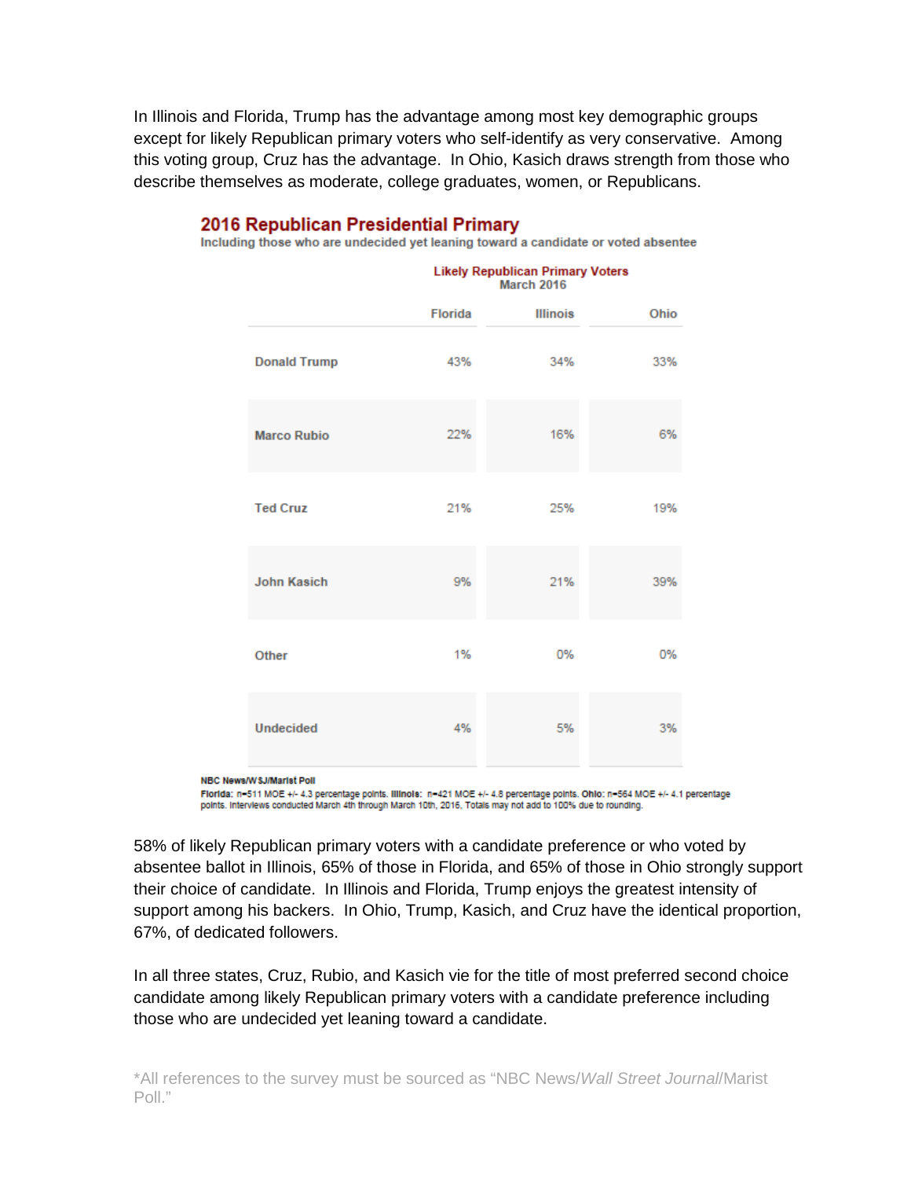In Illinois and Florida, Trump has the advantage among most key demographic groups except for likely Republican primary voters who self-identify as very conservative. Among this voting group, Cruz has the advantage. In Ohio, Kasich draws strength from those who describe themselves as moderate, college graduates, women, or Republicans.

## 2016 Republican Presidential Primary

Including those who are undecided yet leaning toward a candidate or voted absentee

| | Likely Republican Primary Voters March 2016 | | |
|---|---|---|---|
| | Florida | Illinois | Ohio |
| Donald Trump | 43% | 34% | 33% |
| Marco Rubio | 22% | 16% | 6% |
| Ted Cruz | 21% | 25% | 19% |
| John Kasich | 9% | 21% | 39% |
| Other | 1% | 0% | 0% |
| Undecided | 4% | 5% | 3% |

**NBC News/WSJ/Marist Poll**

**Florida:** n=511 MOE +/- 4.3 percentage points. **Illinois:** n=421 MOE +/- 4.8 percentage points. **Ohio:** n=564 MOE +/- 4.1 percentage points. Interviews conducted March 4th through March 10th, 2016. Totals may not add to 100% due to rounding.

58% of likely Republican primary voters with a candidate preference or who voted by absentee ballot in Illinois, 65% of those in Florida, and 65% of those in Ohio strongly support their choice of candidate. In Illinois and Florida, Trump enjoys the greatest intensity of support among his backers. In Ohio, Trump, Kasich, and Cruz have the identical proportion, 67%, of dedicated followers.

In all three states, Cruz, Rubio, and Kasich vie for the title of most preferred second choice candidate among likely Republican primary voters with a candidate preference including those who are undecided yet leaning toward a candidate.

*All references to the survey must be sourced as "NBC News/*Wall Street Journal*/Marist Poll."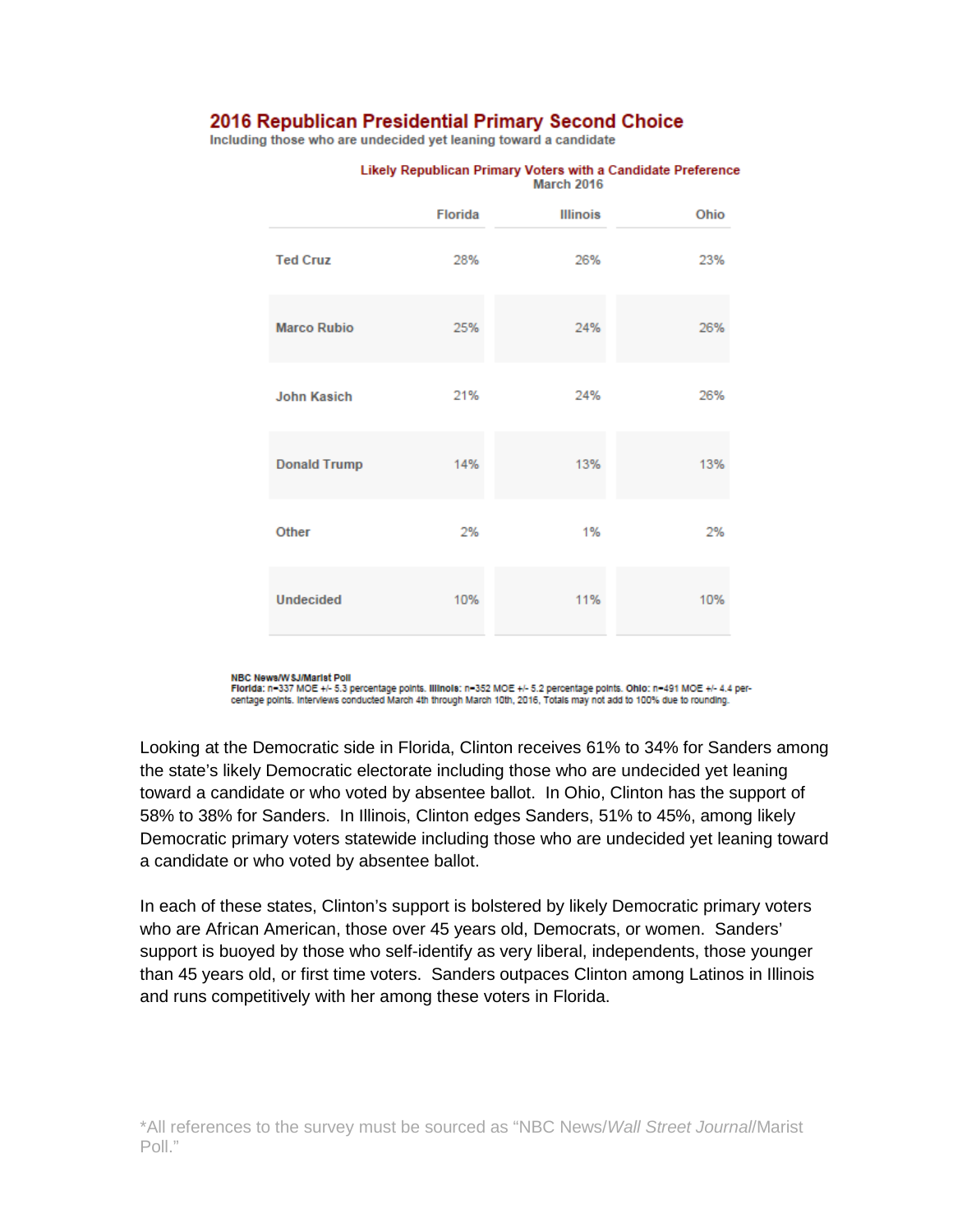## 2016 Republican Presidential Primary Second Choice

Including those who are undecided yet leaning toward a candidate

| | Likely Republican Primary Voters with a Candidate Preference<br>March 2016 | | |
|---|---|---|---|
| | Florida | Illinois | Ohio |
| Ted Cruz | 28% | 26% | 23% |
| Marco Rubio | 25% | 24% | 26% |
| John Kasich | 21% | 24% | 26% |
| Donald Trump | 14% | 13% | 13% |
| Other | 2% | 1% | 2% |
| Undecided | 10% | 11% | 10% |

**NBC News/WSJ/Marist Poll**
**Florida:** n=337 MOE +/- 5.3 percentage points. **Illinois:** n=352 MOE +/- 5.2 percentage points. **Ohio:** n=491 MOE +/- 4.4 percentage points. Interviews conducted March 4th through March 10th, 2016. Totals may not add to 100% due to rounding.

Looking at the Democratic side in Florida, Clinton receives 61% to 34% for Sanders among the state's likely Democratic electorate including those who are undecided yet leaning toward a candidate or who voted by absentee ballot. In Ohio, Clinton has the support of 58% to 38% for Sanders. In Illinois, Clinton edges Sanders, 51% to 45%, among likely Democratic primary voters statewide including those who are undecided yet leaning toward a candidate or who voted by absentee ballot.

In each of these states, Clinton's support is bolstered by likely Democratic primary voters who are African American, those over 45 years old, Democrats, or women. Sanders' support is buoyed by those who self-identify as very liberal, independents, those younger than 45 years old, or first time voters. Sanders outpaces Clinton among Latinos in Illinois and runs competitively with her among these voters in Florida.

*All references to the survey must be sourced as "NBC News/*Wall Street Journal*/Marist Poll."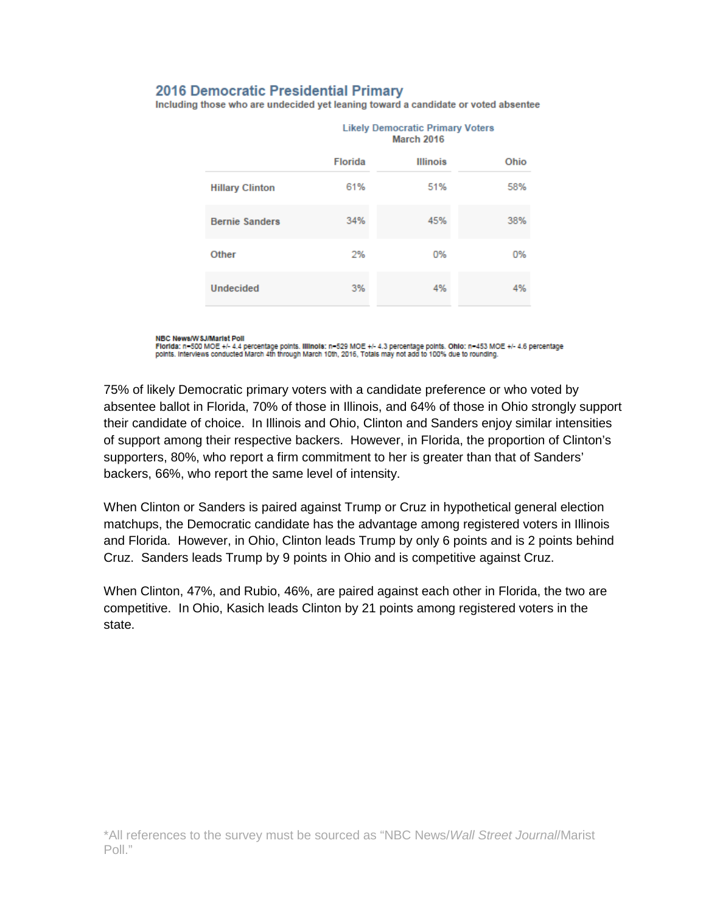## 2016 Democratic Presidential Primary

Including those who are undecided yet leaning toward a candidate or voted absentee

| | Likely Democratic Primary Voters March 2016 | | |
|---|---|---|---|
| | Florida | Illinois | Ohio |
| Hillary Clinton | 61% | 51% | 58% |
| Bernie Sanders | 34% | 45% | 38% |
| Other | 2% | 0% | 0% |
| Undecided | 3% | 4% | 4% |

**NBC News/WSJ/Marist Poll**
**Florida:** n=500 MOE +/- 4.4 percentage points. **Illinois:** n=529 MOE +/- 4.3 percentage points. **Ohio:** n=453 MOE +/- 4.6 percentage points. Interviews conducted March 4th through March 10th, 2016. Totals may not add to 100% due to rounding.

75% of likely Democratic primary voters with a candidate preference or who voted by absentee ballot in Florida, 70% of those in Illinois, and 64% of those in Ohio strongly support their candidate of choice. In Illinois and Ohio, Clinton and Sanders enjoy similar intensities of support among their respective backers. However, in Florida, the proportion of Clinton's supporters, 80%, who report a firm commitment to her is greater than that of Sanders' backers, 66%, who report the same level of intensity.

When Clinton or Sanders is paired against Trump or Cruz in hypothetical general election matchups, the Democratic candidate has the advantage among registered voters in Illinois and Florida. However, in Ohio, Clinton leads Trump by only 6 points and is 2 points behind Cruz. Sanders leads Trump by 9 points in Ohio and is competitive against Cruz.

When Clinton, 47%, and Rubio, 46%, are paired against each other in Florida, the two are competitive. In Ohio, Kasich leads Clinton by 21 points among registered voters in the state.

*All references to the survey must be sourced as "NBC News/*Wall Street Journal*/Marist Poll."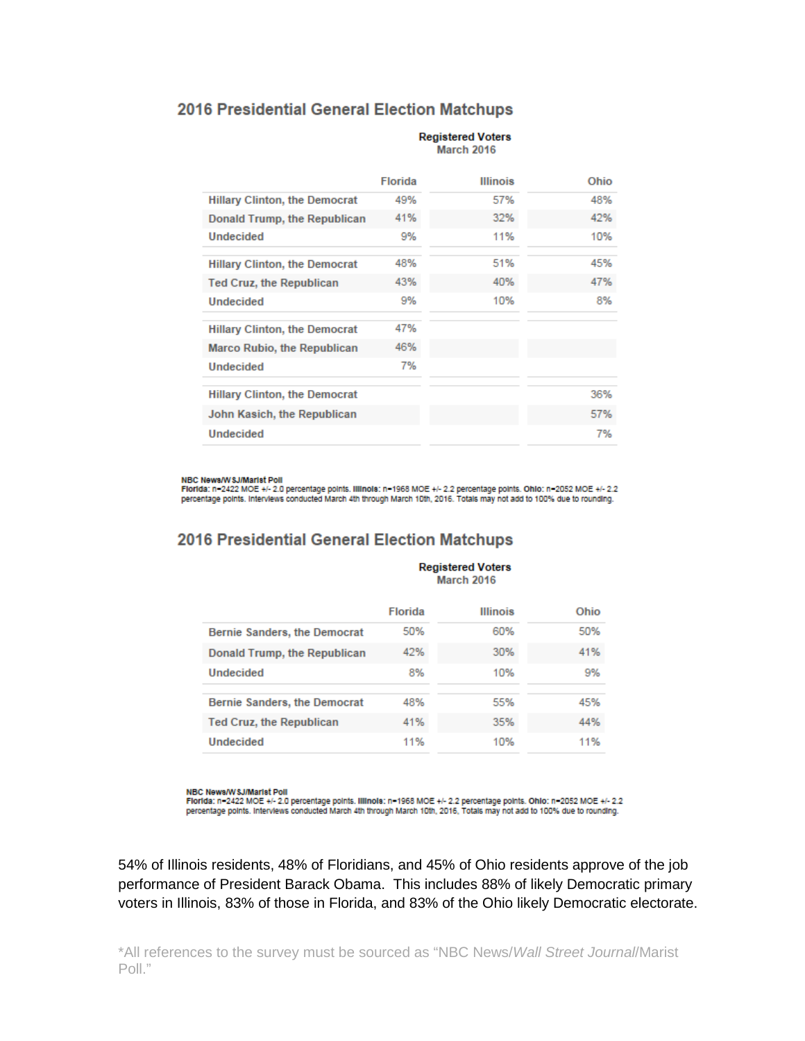## 2016 Presidential General Election Matchups

| | Registered Voters March 2016 | | |
|---|---|---|---|
| | Florida | Illinois | Ohio |
| Hillary Clinton, the Democrat | 49% | 57% | 48% |
| Donald Trump, the Republican | 41% | 32% | 42% |
| Undecided | 9% | 11% | 10% |
| Hillary Clinton, the Democrat | 48% | 51% | 45% |
| Ted Cruz, the Republican | 43% | 40% | 47% |
| Undecided | 9% | 10% | 8% |
| Hillary Clinton, the Democrat | 47% | | |
| Marco Rubio, the Republican | 46% | | |
| Undecided | 7% | | |
| Hillary Clinton, the Democrat | | | 36% |
| John Kasich, the Republican | | | 57% |
| Undecided | | | 7% |

**NBC News/WSJ/Marist Poll**
**Florida:** n=2422 MOE +/- 2.0 percentage points. **Illinois:** n=1968 MOE +/- 2.2 percentage points. **Ohio:** n=2052 MOE +/- 2.2 percentage points. Interviews conducted March 4th through March 10th, 2016. Totals may not add to 100% due to rounding.

## 2016 Presidential General Election Matchups

| | Registered Voters March 2016 | | |
|---|---|---|---|
| | Florida | Illinois | Ohio |
| Bernie Sanders, the Democrat | 50% | 60% | 50% |
| Donald Trump, the Republican | 42% | 30% | 41% |
| Undecided | 8% | 10% | 9% |
| Bernie Sanders, the Democrat | 48% | 55% | 45% |
| Ted Cruz, the Republican | 41% | 35% | 44% |
| Undecided | 11% | 10% | 11% |

**NBC News/WSJ/Marist Poll**
**Florida:** n=2422 MOE +/- 2.0 percentage points. **Illinois:** n=1968 MOE +/- 2.2 percentage points. **Ohio:** n=2052 MOE +/- 2.2 percentage points. Interviews conducted March 4th through March 10th, 2016. Totals may not add to 100% due to rounding.

54% of Illinois residents, 48% of Floridians, and 45% of Ohio residents approve of the job performance of President Barack Obama. This includes 88% of likely Democratic primary voters in Illinois, 83% of those in Florida, and 83% of the Ohio likely Democratic electorate.

*All references to the survey must be sourced as "NBC News/*Wall Street Journal*/Marist Poll."